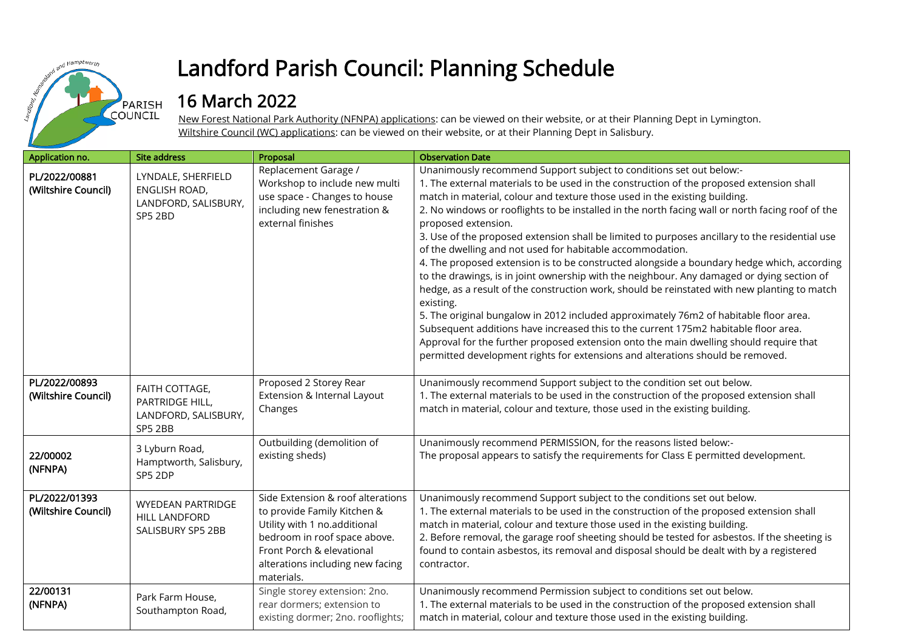# Landford Parish Council: Planning Schedule

## 16 March 2022

New Forest National Park Authority (NFNPA) applications: can be viewed on their website, or at their Planning Dept in Lymington.
Wiltshire Council (WC) applications: can be viewed on their website, or at their Planning Dept in Salisbury.

| Application no. | Site address | Proposal | Observation Date |
|---|---|---|---|
| **PL/2022/00881 (Wiltshire Council)** | LYNDALE, SHERFIELD ENGLISH ROAD, LANDFORD, SALISBURY, SP5 2BD | Replacement Garage / Workshop to include new multi use space - Changes to house including new fenestration & external finishes | Unanimously recommend Support subject to conditions set out below:-<br>1. The external materials to be used in the construction of the proposed extension shall match in material, colour and texture those used in the existing building.<br>2. No windows or rooflights to be installed in the north facing wall or north facing roof of the proposed extension.<br>3. Use of the proposed extension shall be limited to purposes ancillary to the residential use of the dwelling and not used for habitable accommodation.<br>4. The proposed extension is to be constructed alongside a boundary hedge which, according to the drawings, is in joint ownership with the neighbour. Any damaged or dying section of hedge, as a result of the construction work, should be reinstated with new planting to match existing.<br>5. The original bungalow in 2012 included approximately 76m2 of habitable floor area. Subsequent additions have increased this to the current 175m2 habitable floor area. Approval for the further proposed extension onto the main dwelling should require that permitted development rights for extensions and alterations should be removed. |
| **PL/2022/00893 (Wiltshire Council)** | FAITH COTTAGE, PARTRIDGE HILL, LANDFORD, SALISBURY, SP5 2BB | Proposed 2 Storey Rear Extension & Internal Layout Changes | Unanimously recommend Support subject to the condition set out below.<br>1. The external materials to be used in the construction of the proposed extension shall match in material, colour and texture, those used in the existing building. |
| **22/00002 (NFNPA)** | 3 Lyburn Road, Hamptworth, Salisbury, SP5 2DP | Outbuilding (demolition of existing sheds) | Unanimously recommend PERMISSION, for the reasons listed below:-<br>The proposal appears to satisfy the requirements for Class E permitted development. |
| **PL/2022/01393 (Wiltshire Council)** | WYEDEAN PARTRIDGE HILL LANDFORD SALISBURY SP5 2BB | Side Extension & roof alterations to provide Family Kitchen & Utility with 1 no.additional bedroom in roof space above. Front Porch & elevational alterations including new facing materials. | Unanimously recommend Support subject to the conditions set out below.<br>1. The external materials to be used in the construction of the proposed extension shall match in material, colour and texture those used in the existing building.<br>2. Before removal, the garage roof sheeting should be tested for asbestos. If the sheeting is found to contain asbestos, its removal and disposal should be dealt with by a registered contractor. |
| **22/00131 (NFNPA)** | Park Farm House, Southampton Road, | Single storey extension: 2no. rear dormers; extension to existing dormer; 2no. rooflights; | Unanimously recommend Permission subject to conditions set out below.<br>1. The external materials to be used in the construction of the proposed extension shall match in material, colour and texture those used in the existing building. |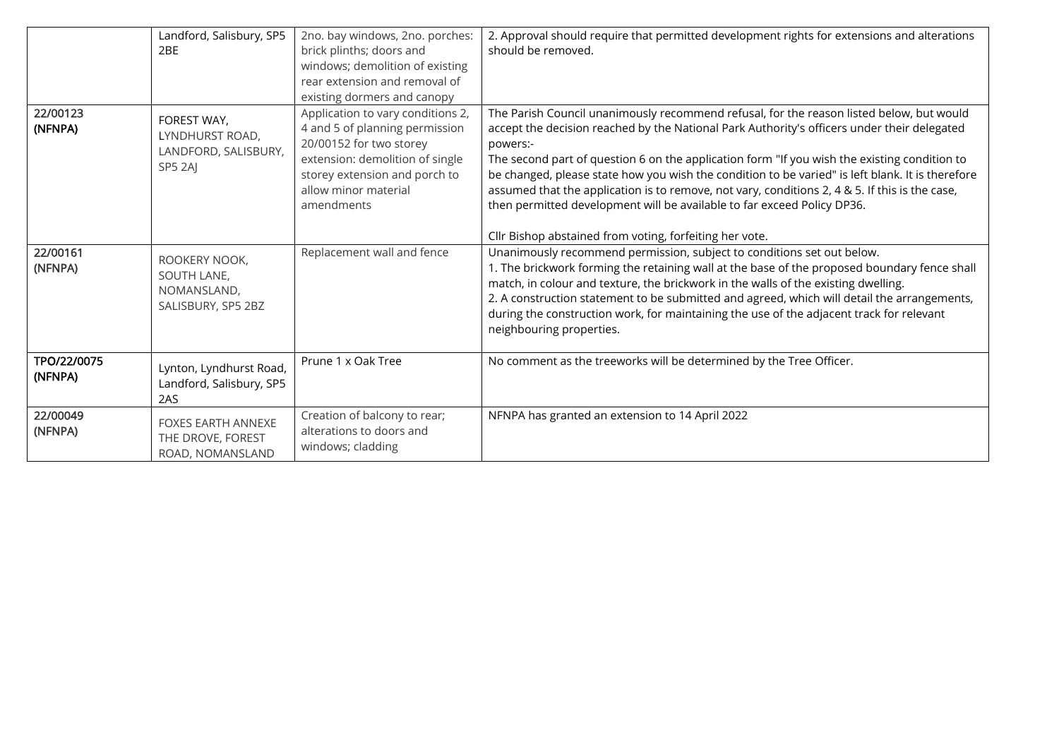| | | | |
|---|---|---|---|
| | Landford, Salisbury, SP5 2BE | 2no. bay windows, 2no. porches: brick plinths; doors and windows; demolition of existing rear extension and removal of existing dormers and canopy | 2. Approval should require that permitted development rights for extensions and alterations should be removed. |
| 22/00123 (NFNPA) | FOREST WAY, LYNDHURST ROAD, LANDFORD, SALISBURY, SP5 2AJ | Application to vary conditions 2, 4 and 5 of planning permission 20/00152 for two storey extension: demolition of single storey extension and porch to allow minor material amendments | The Parish Council unanimously recommend refusal, for the reason listed below, but would accept the decision reached by the National Park Authority's officers under their delegated powers:-<br>The second part of question 6 on the application form "If you wish the existing condition to be changed, please state how you wish the condition to be varied" is left blank. It is therefore assumed that the application is to remove, not vary, conditions 2, 4 & 5. If this is the case, then permitted development will be available to far exceed Policy DP36.<br><br>Cllr Bishop abstained from voting, forfeiting her vote. |
| 22/00161 (NFNPA) | ROOKERY NOOK, SOUTH LANE, NOMANSLAND, SALISBURY, SP5 2BZ | Replacement wall and fence | Unanimously recommend permission, subject to conditions set out below.<br>1. The brickwork forming the retaining wall at the base of the proposed boundary fence shall match, in colour and texture, the brickwork in the walls of the existing dwelling.<br>2. A construction statement to be submitted and agreed, which will detail the arrangements, during the construction work, for maintaining the use of the adjacent track for relevant neighbouring properties. |
| **TPO/22/0075 (NFNPA)** | Lynton, Lyndhurst Road, Landford, Salisbury, SP5 2AS | Prune 1 x Oak Tree | No comment as the treeworks will be determined by the Tree Officer. |
| 22/00049 (NFNPA) | FOXES EARTH ANNEXE THE DROVE, FOREST ROAD, NOMANSLAND | Creation of balcony to rear; alterations to doors and windows; cladding | NFNPA has granted an extension to 14 April 2022 |